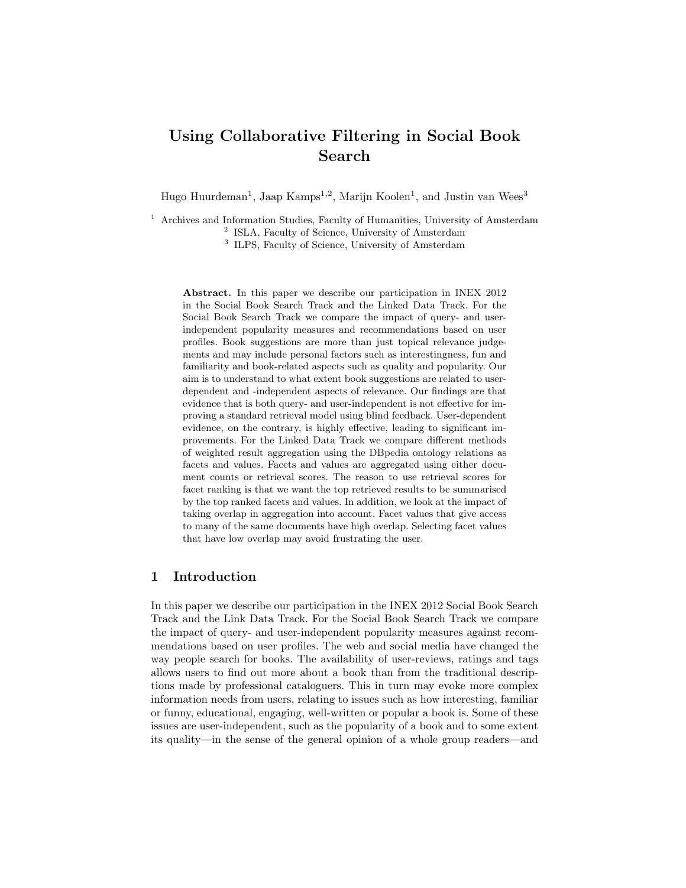# Using Collaborative Filtering in Social Book Search

Hugo Huurdeman[1], Jaap Kamps[1,2], Marijn Koolen[1], and Justin van Wees[3]

[1] Archives and Information Studies, Faculty of Humanities, University of Amsterdam
[2] ISLA, Faculty of Science, University of Amsterdam
[3] ILPS, Faculty of Science, University of Amsterdam

**Abstract.** In this paper we describe our participation in INEX 2012 in the Social Book Search Track and the Linked Data Track. For the Social Book Search Track we compare the impact of query- and user-independent popularity measures and recommendations based on user profiles. Book suggestions are more than just topical relevance judgements and may include personal factors such as interestingness, fun and familiarity and book-related aspects such as quality and popularity. Our aim is to understand to what extent book suggestions are related to user-dependent and -independent aspects of relevance. Our findings are that evidence that is both query- and user-independent is not effective for improving a standard retrieval model using blind feedback. User-dependent evidence, on the contrary, is highly effective, leading to significant improvements. For the Linked Data Track we compare different methods of weighted result aggregation using the DBpedia ontology relations as facets and values. Facets and values are aggregated using either document counts or retrieval scores. The reason to use retrieval scores for facet ranking is that we want the top retrieved results to be summarised by the top ranked facets and values. In addition, we look at the impact of taking overlap in aggregation into account. Facet values that give access to many of the same documents have high overlap. Selecting facet values that have low overlap may avoid frustrating the user.

## 1 Introduction

In this paper we describe our participation in the INEX 2012 Social Book Search Track and the Link Data Track. For the Social Book Search Track we compare the impact of query- and user-independent popularity measures against recommendations based on user profiles. The web and social media have changed the way people search for books. The availability of user-reviews, ratings and tags allows users to find out more about a book than from the traditional descriptions made by professional cataloguers. This in turn may evoke more complex information needs from users, relating to issues such as how interesting, familiar or funny, educational, engaging, well-written or popular a book is. Some of these issues are user-independent, such as the popularity of a book and to some extent its quality—in the sense of the general opinion of a whole group readers—and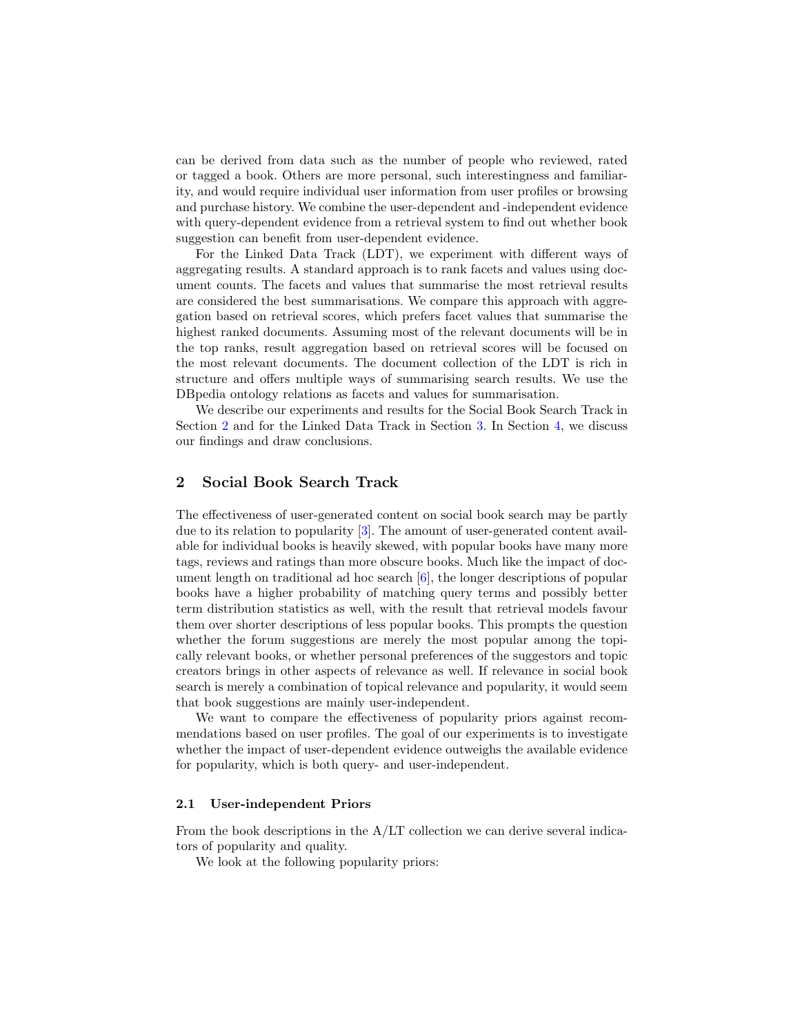can be derived from data such as the number of people who reviewed, rated or tagged a book. Others are more personal, such interestingness and familiarity, and would require individual user information from user profiles or browsing and purchase history. We combine the user-dependent and -independent evidence with query-dependent evidence from a retrieval system to find out whether book suggestion can benefit from user-dependent evidence.

For the Linked Data Track (LDT), we experiment with different ways of aggregating results. A standard approach is to rank facets and values using document counts. The facets and values that summarise the most retrieval results are considered the best summarisations. We compare this approach with aggregation based on retrieval scores, which prefers facet values that summarise the highest ranked documents. Assuming most of the relevant documents will be in the top ranks, result aggregation based on retrieval scores will be focused on the most relevant documents. The document collection of the LDT is rich in structure and offers multiple ways of summarising search results. We use the DBpedia ontology relations as facets and values for summarisation.

We describe our experiments and results for the Social Book Search Track in Section 2 and for the Linked Data Track in Section 3. In Section 4, we discuss our findings and draw conclusions.

## 2 Social Book Search Track

The effectiveness of user-generated content on social book search may be partly due to its relation to popularity [3]. The amount of user-generated content available for individual books is heavily skewed, with popular books have many more tags, reviews and ratings than more obscure books. Much like the impact of document length on traditional ad hoc search [6], the longer descriptions of popular books have a higher probability of matching query terms and possibly better term distribution statistics as well, with the result that retrieval models favour them over shorter descriptions of less popular books. This prompts the question whether the forum suggestions are merely the most popular among the topically relevant books, or whether personal preferences of the suggestors and topic creators brings in other aspects of relevance as well. If relevance in social book search is merely a combination of topical relevance and popularity, it would seem that book suggestions are mainly user-independent.

We want to compare the effectiveness of popularity priors against recommendations based on user profiles. The goal of our experiments is to investigate whether the impact of user-dependent evidence outweighs the available evidence for popularity, which is both query- and user-independent.

### 2.1 User-independent Priors

From the book descriptions in the A/LT collection we can derive several indicators of popularity and quality.

We look at the following popularity priors: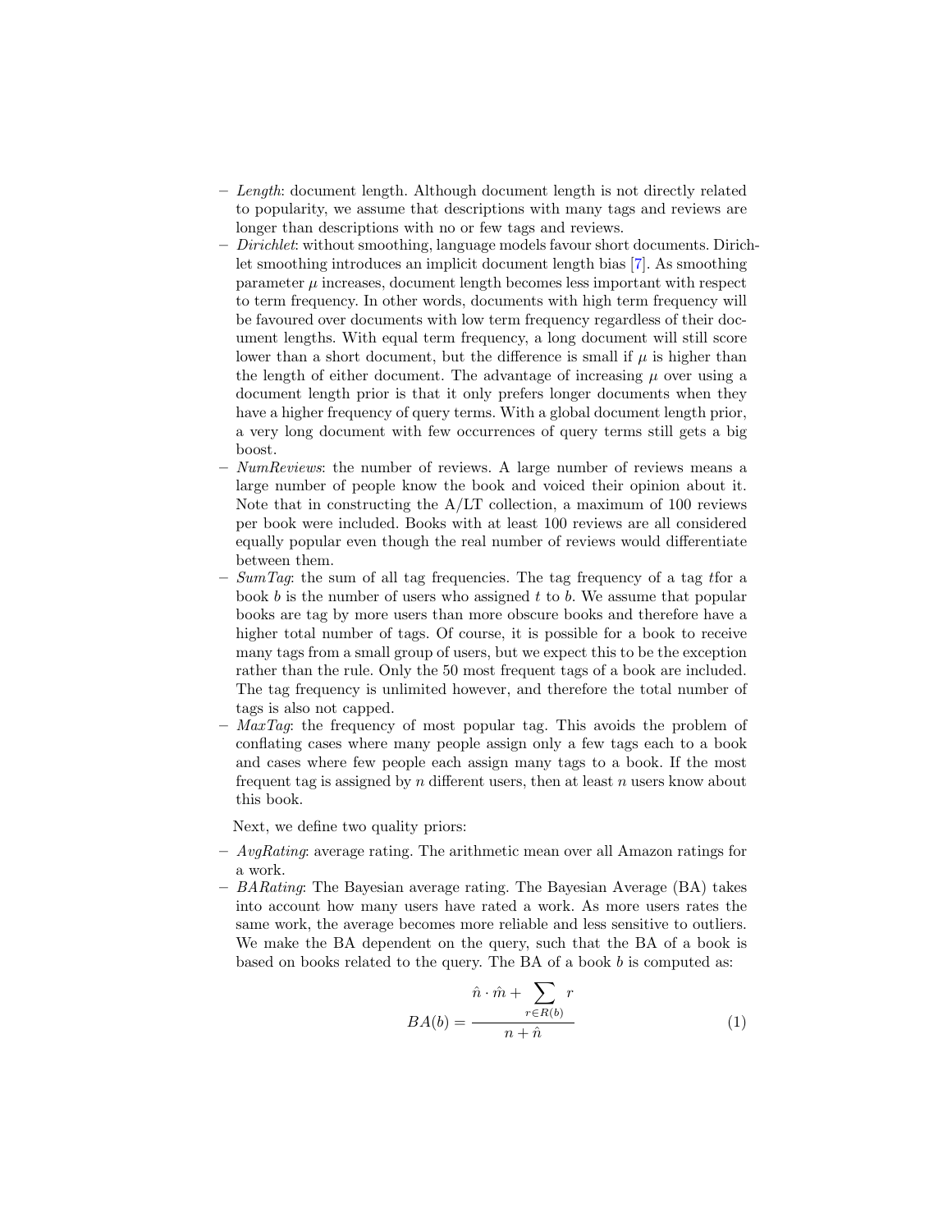- *Length*: document length. Although document length is not directly related to popularity, we assume that descriptions with many tags and reviews are longer than descriptions with no or few tags and reviews.
- *Dirichlet*: without smoothing, language models favour short documents. Dirichlet smoothing introduces an implicit document length bias [7]. As smoothing parameter $\mu$ increases, document length becomes less important with respect to term frequency. In other words, documents with high term frequency will be favoured over documents with low term frequency regardless of their document lengths. With equal term frequency, a long document will still score lower than a short document, but the difference is small if $\mu$ is higher than the length of either document. The advantage of increasing $\mu$ over using a document length prior is that it only prefers longer documents when they have a higher frequency of query terms. With a global document length prior, a very long document with few occurrences of query terms still gets a big boost.
- *NumReviews*: the number of reviews. A large number of reviews means a large number of people know the book and voiced their opinion about it. Note that in constructing the A/LT collection, a maximum of 100 reviews per book were included. Books with at least 100 reviews are all considered equally popular even though the real number of reviews would differentiate between them.
- *SumTag*: the sum of all tag frequencies. The tag frequency of a tag $t$for a book $b$ is the number of users who assigned $t$ to $b$. We assume that popular books are tag by more users than more obscure books and therefore have a higher total number of tags. Of course, it is possible for a book to receive many tags from a small group of users, but we expect this to be the exception rather than the rule. Only the 50 most frequent tags of a book are included. The tag frequency is unlimited however, and therefore the total number of tags is also not capped.
- *MaxTag*: the frequency of most popular tag. This avoids the problem of conflating cases where many people assign only a few tags each to a book and cases where few people each assign many tags to a book. If the most frequent tag is assigned by $n$ different users, then at least $n$ users know about this book.

Next, we define two quality priors:

- *AvgRating*: average rating. The arithmetic mean over all Amazon ratings for a work.
- *BARating*: The Bayesian average rating. The Bayesian Average (BA) takes into account how many users have rated a work. As more users rates the same work, the average becomes more reliable and less sensitive to outliers. We make the BA dependent on the query, such that the BA of a book is based on books related to the query. The BA of a book $b$ is computed as:

$$BA(b) = \frac{\hat{n} \cdot \hat{m} + \sum_{r \in R(b)} r}{n + \hat{n}} \tag{1}$$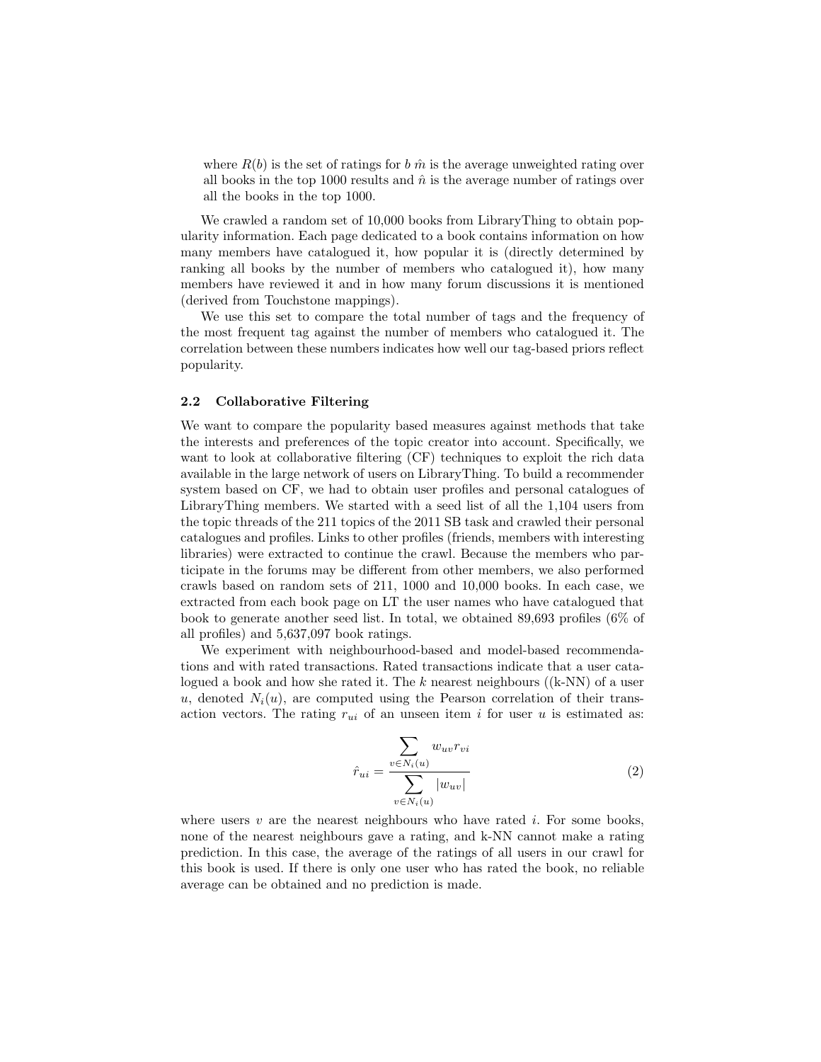where $R(b)$ is the set of ratings for $b$ $\hat{m}$ is the average unweighted rating over all books in the top 1000 results and $\hat{n}$ is the average number of ratings over all the books in the top 1000.

We crawled a random set of 10,000 books from LibraryThing to obtain popularity information. Each page dedicated to a book contains information on how many members have catalogued it, how popular it is (directly determined by ranking all books by the number of members who catalogued it), how many members have reviewed it and in how many forum discussions it is mentioned (derived from Touchstone mappings).

We use this set to compare the total number of tags and the frequency of the most frequent tag against the number of members who catalogued it. The correlation between these numbers indicates how well our tag-based priors reflect popularity.

### 2.2 Collaborative Filtering

We want to compare the popularity based measures against methods that take the interests and preferences of the topic creator into account. Specifically, we want to look at collaborative filtering (CF) techniques to exploit the rich data available in the large network of users on LibraryThing. To build a recommender system based on CF, we had to obtain user profiles and personal catalogues of LibraryThing members. We started with a seed list of all the 1,104 users from the topic threads of the 211 topics of the 2011 SB task and crawled their personal catalogues and profiles. Links to other profiles (friends, members with interesting libraries) were extracted to continue the crawl. Because the members who participate in the forums may be different from other members, we also performed crawls based on random sets of 211, 1000 and 10,000 books. In each case, we extracted from each book page on LT the user names who have catalogued that book to generate another seed list. In total, we obtained 89,693 profiles (6% of all profiles) and 5,637,097 book ratings.

We experiment with neighbourhood-based and model-based recommendations and with rated transactions. Rated transactions indicate that a user catalogued a book and how she rated it. The $k$ nearest neighbours ((k-NN) of a user $u$, denoted $N_i(u)$, are computed using the Pearson correlation of their transaction vectors. The rating $r_{ui}$ of an unseen item $i$ for user $u$ is estimated as:

$$\hat{r}_{ui} = \frac{\sum\limits_{v \in N_i(u)} w_{uv} r_{vi}}{\sum\limits_{v \in N_i(u)} |w_{uv}|} \tag{2}$$

where users $v$ are the nearest neighbours who have rated $i$. For some books, none of the nearest neighbours gave a rating, and k-NN cannot make a rating prediction. In this case, the average of the ratings of all users in our crawl for this book is used. If there is only one user who has rated the book, no reliable average can be obtained and no prediction is made.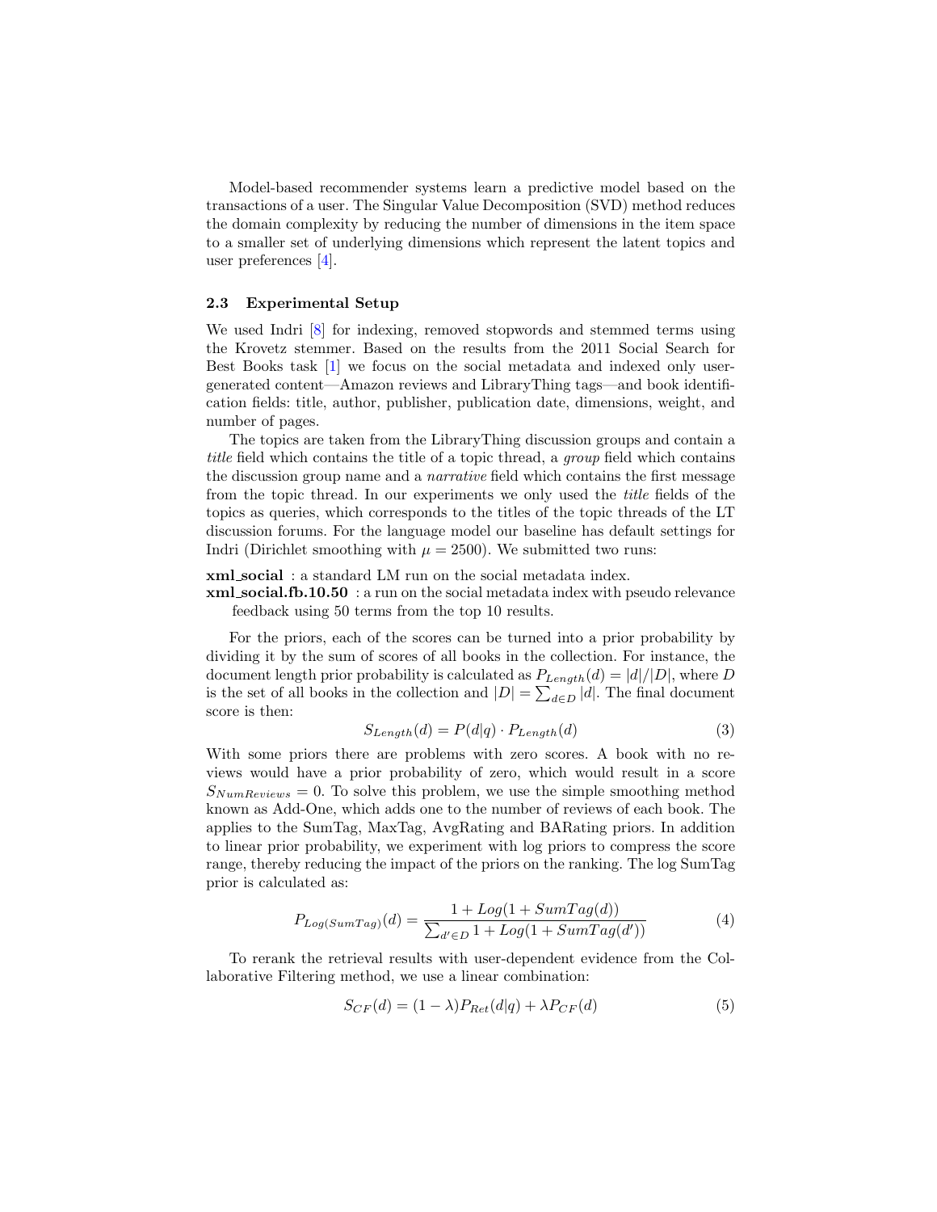Model-based recommender systems learn a predictive model based on the transactions of a user. The Singular Value Decomposition (SVD) method reduces the domain complexity by reducing the number of dimensions in the item space to a smaller set of underlying dimensions which represent the latent topics and user preferences [4].

### 2.3 Experimental Setup

We used Indri [8] for indexing, removed stopwords and stemmed terms using the Krovetz stemmer. Based on the results from the 2011 Social Search for Best Books task [1] we focus on the social metadata and indexed only user-generated content—Amazon reviews and LibraryThing tags—and book identification fields: title, author, publisher, publication date, dimensions, weight, and number of pages.

The topics are taken from the LibraryThing discussion groups and contain a *title* field which contains the title of a topic thread, a *group* field which contains the discussion group name and a *narrative* field which contains the first message from the topic thread. In our experiments we only used the *title* fields of the topics as queries, which corresponds to the titles of the topic threads of the LT discussion forums. For the language model our baseline has default settings for Indri (Dirichlet smoothing with $\mu = 2500$). We submitted two runs:

**xml_social** : a standard LM run on the social metadata index.

**xml_social.fb.10.50** : a run on the social metadata index with pseudo relevance feedback using 50 terms from the top 10 results.

For the priors, each of the scores can be turned into a prior probability by dividing it by the sum of scores of all books in the collection. For instance, the document length prior probability is calculated as $P_{Length}(d) = |d|/|D|$, where $D$ is the set of all books in the collection and $|D| = \sum_{d \in D} |d|$. The final document score is then:

$$S_{Length}(d) = P(d|q) \cdot P_{Length}(d) \tag{3}$$

With some priors there are problems with zero scores. A book with no reviews would have a prior probability of zero, which would result in a score $S_{NumReviews} = 0$. To solve this problem, we use the simple smoothing method known as Add-One, which adds one to the number of reviews of each book. The applies to the SumTag, MaxTag, AvgRating and BARating priors. In addition to linear prior probability, we experiment with log priors to compress the score range, thereby reducing the impact of the priors on the ranking. The log SumTag prior is calculated as:

$$P_{Log(SumTag)}(d) = \frac{1 + Log(1 + SumTag(d))}{\sum_{d' \in D} 1 + Log(1 + SumTag(d'))} \tag{4}$$

To rerank the retrieval results with user-dependent evidence from the Collaborative Filtering method, we use a linear combination:

$$S_{CF}(d) = (1 - \lambda)P_{Ret}(d|q) + \lambda P_{CF}(d) \tag{5}$$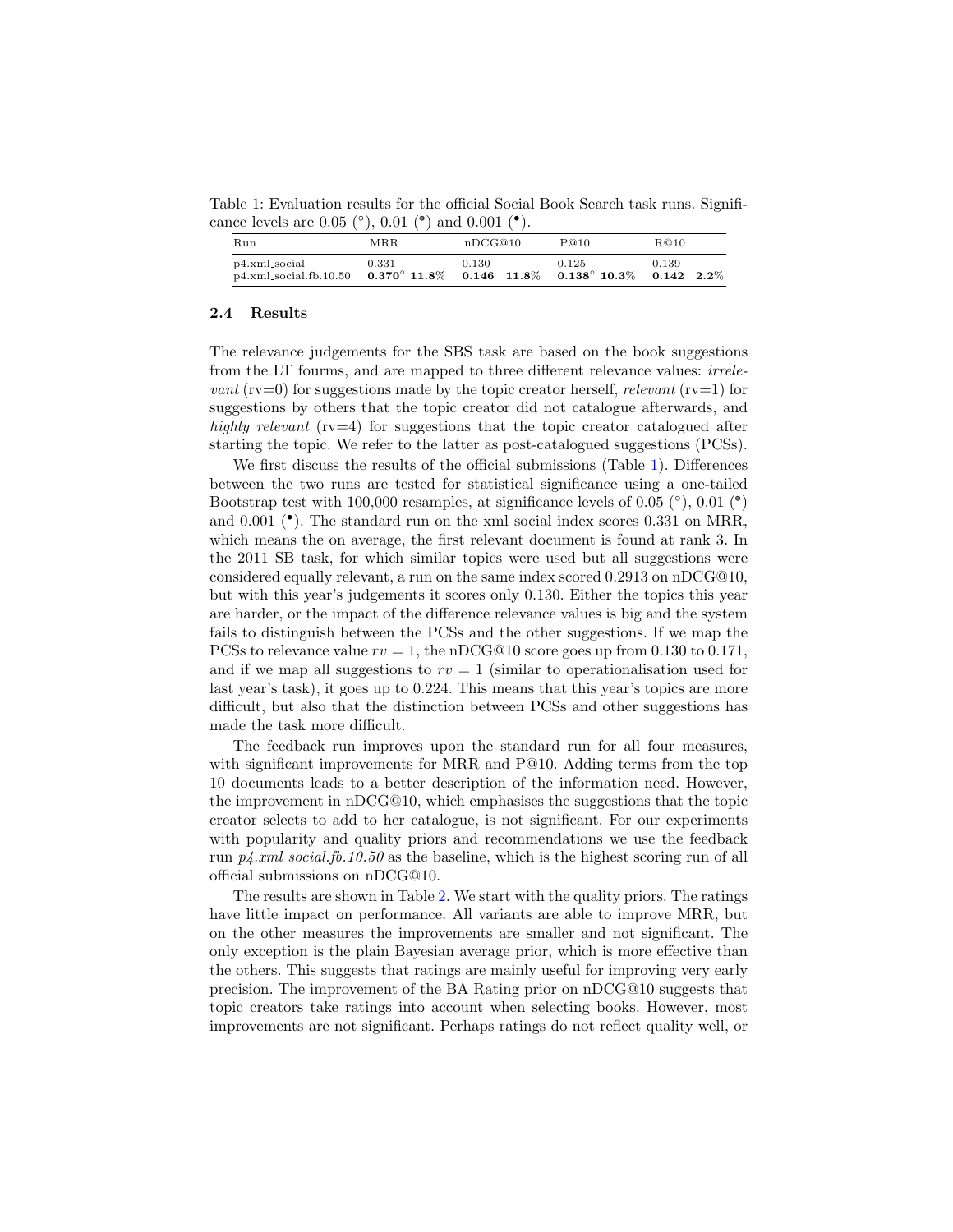Table 1: Evaluation results for the official Social Book Search task runs. Significance levels are 0.05 (°), 0.01 (•) and 0.001 (•).

| Run | MRR | | nDCG@10 | | P@10 | | R@10 | |
|---|---|---|---|---|---|---|---|---|
| p4.xml_social | 0.331 | | 0.130 | | 0.125 | | 0.139 | |
| p4.xml_social.fb.10.50 | **0.370**° | **11.8**% | **0.146** | **11.8**% | **0.138**° | **10.3**% | **0.142** | **2.2**% |

### 2.4 Results

The relevance judgements for the SBS task are based on the book suggestions from the LT fourms, and are mapped to three different relevance values: *irrelevant* (rv=0) for suggestions made by the topic creator herself, *relevant* (rv=1) for suggestions by others that the topic creator did not catalogue afterwards, and *highly relevant* (rv=4) for suggestions that the topic creator catalogued after starting the topic. We refer to the latter as post-catalogued suggestions (PCSs).

We first discuss the results of the official submissions (Table 1). Differences between the two runs are tested for statistical significance using a one-tailed Bootstrap test with 100,000 resamples, at significance levels of 0.05 (°), 0.01 (•) and 0.001 (•). The standard run on the xml_social index scores 0.331 on MRR, which means the on average, the first relevant document is found at rank 3. In the 2011 SB task, for which similar topics were used but all suggestions were considered equally relevant, a run on the same index scored 0.2913 on nDCG@10, but with this year's judgements it scores only 0.130. Either the topics this year are harder, or the impact of the difference relevance values is big and the system fails to distinguish between the PCSs and the other suggestions. If we map the PCSs to relevance value $rv = 1$, the nDCG@10 score goes up from 0.130 to 0.171, and if we map all suggestions to $rv = 1$ (similar to operationalisation used for last year's task), it goes up to 0.224. This means that this year's topics are more difficult, but also that the distinction between PCSs and other suggestions has made the task more difficult.

The feedback run improves upon the standard run for all four measures, with significant improvements for MRR and P@10. Adding terms from the top 10 documents leads to a better description of the information need. However, the improvement in nDCG@10, which emphasises the suggestions that the topic creator selects to add to her catalogue, is not significant. For our experiments with popularity and quality priors and recommendations we use the feedback run *p4.xml_social.fb.10.50* as the baseline, which is the highest scoring run of all official submissions on nDCG@10.

The results are shown in Table 2. We start with the quality priors. The ratings have little impact on performance. All variants are able to improve MRR, but on the other measures the improvements are smaller and not significant. The only exception is the plain Bayesian average prior, which is more effective than the others. This suggests that ratings are mainly useful for improving very early precision. The improvement of the BA Rating prior on nDCG@10 suggests that topic creators take ratings into account when selecting books. However, most improvements are not significant. Perhaps ratings do not reflect quality well, or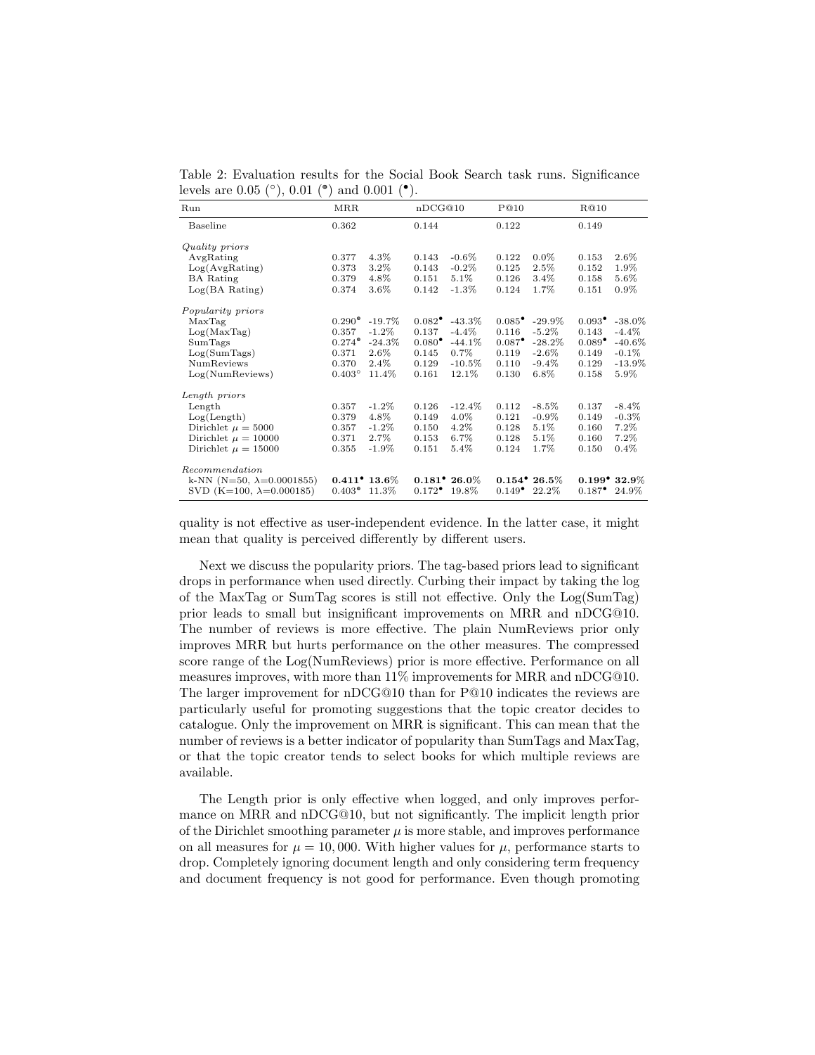Table 2: Evaluation results for the Social Book Search task runs. Significance levels are 0.05 (°), 0.01 (•) and 0.001 (•).

| Run | MRR | | nDCG@10 | | P@10 | | R@10 | |
|---|---|---|---|---|---|---|---|---|
| Baseline | 0.362 | | 0.144 | | 0.122 | | 0.149 | |
| *Quality priors* | | | | | | | | |
| AvgRating | 0.377 | 4.3% | 0.143 | -0.6% | 0.122 | 0.0% | 0.153 | 2.6% |
| Log(AvgRating) | 0.373 | 3.2% | 0.143 | -0.2% | 0.125 | 2.5% | 0.152 | 1.9% |
| BA Rating | 0.379 | 4.8% | 0.151 | 5.1% | 0.126 | 3.4% | 0.158 | 5.6% |
| Log(BA Rating) | 0.374 | 3.6% | 0.142 | -1.3% | 0.124 | 1.7% | 0.151 | 0.9% |
| *Popularity priors* | | | | | | | | |
| MaxTag | 0.290• | -19.7% | 0.082• | -43.3% | 0.085• | -29.9% | 0.093• | -38.0% |
| Log(MaxTag) | 0.357 | -1.2% | 0.137 | -4.4% | 0.116 | -5.2% | 0.143 | -4.4% |
| SumTags | 0.274• | -24.3% | 0.080• | -44.1% | 0.087• | -28.2% | 0.089• | -40.6% |
| Log(SumTags) | 0.371 | 2.6% | 0.145 | 0.7% | 0.119 | -2.6% | 0.149 | -0.1% |
| NumReviews | 0.370 | 2.4% | 0.129 | -10.5% | 0.110 | -9.4% | 0.129 | -13.9% |
| Log(NumReviews) | 0.403° | 11.4% | 0.161 | 12.1% | 0.130 | 6.8% | 0.158 | 5.9% |
| *Length priors* | | | | | | | | |
| Length | 0.357 | -1.2% | 0.126 | -12.4% | 0.112 | -8.5% | 0.137 | -8.4% |
| Log(Length) | 0.379 | 4.8% | 0.149 | 4.0% | 0.121 | -0.9% | 0.149 | -0.3% |
| Dirichlet $\mu = 5000$ | 0.357 | -1.2% | 0.150 | 4.2% | 0.128 | 5.1% | 0.160 | 7.2% |
| Dirichlet $\mu = 10000$ | 0.371 | 2.7% | 0.153 | 6.7% | 0.128 | 5.1% | 0.160 | 7.2% |
| Dirichlet $\mu = 15000$ | 0.355 | -1.9% | 0.151 | 5.4% | 0.124 | 1.7% | 0.150 | 0.4% |
| *Recommendation* | | | | | | | | |
| k-NN (N=50, $\lambda$=0.0001855) | **0.411•** | **13.6%** | **0.181•** | **26.0%** | **0.154•** | **26.5%** | **0.199•** | **32.9%** |
| SVD (K=100, $\lambda$=0.000185) | 0.403• | 11.3% | 0.172• | 19.8% | 0.149• | 22.2% | 0.187• | 24.9% |

quality is not effective as user-independent evidence. In the latter case, it might mean that quality is perceived differently by different users.

Next we discuss the popularity priors. The tag-based priors lead to significant drops in performance when used directly. Curbing their impact by taking the log of the MaxTag or SumTag scores is still not effective. Only the Log(SumTag) prior leads to small but insignificant improvements on MRR and nDCG@10. The number of reviews is more effective. The plain NumReviews prior only improves MRR but hurts performance on the other measures. The compressed score range of the Log(NumReviews) prior is more effective. Performance on all measures improves, with more than 11% improvements for MRR and nDCG@10. The larger improvement for nDCG@10 than for P@10 indicates the reviews are particularly useful for promoting suggestions that the topic creator decides to catalogue. Only the improvement on MRR is significant. This can mean that the number of reviews is a better indicator of popularity than SumTags and MaxTag, or that the topic creator tends to select books for which multiple reviews are available.

The Length prior is only effective when logged, and only improves performance on MRR and nDCG@10, but not significantly. The implicit length prior of the Dirichlet smoothing parameter $\mu$ is more stable, and improves performance on all measures for $\mu = 10,000$. With higher values for $\mu$, performance starts to drop. Completely ignoring document length and only considering term frequency and document frequency is not good for performance. Even though promoting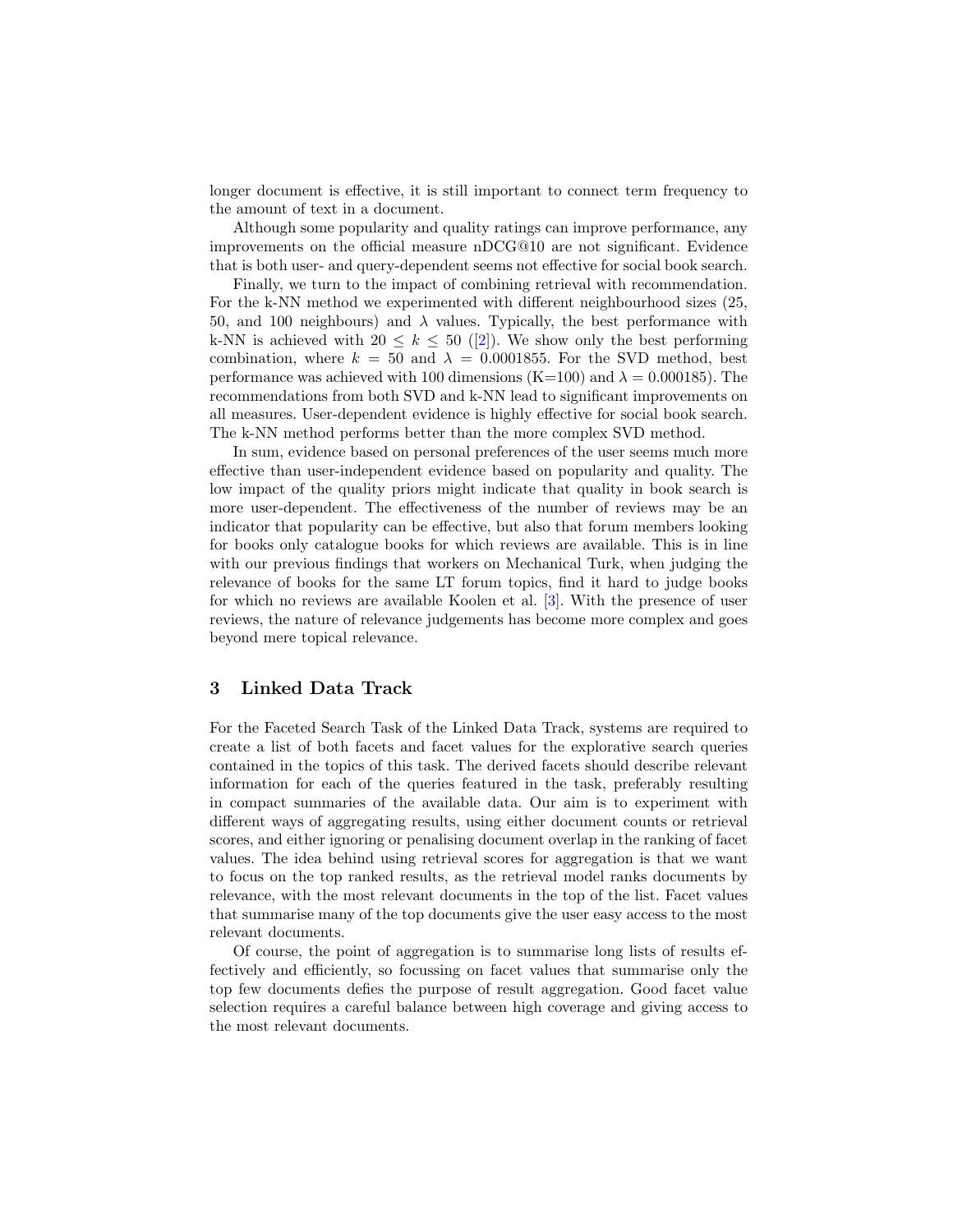longer document is effective, it is still important to connect term frequency to the amount of text in a document.

Although some popularity and quality ratings can improve performance, any improvements on the official measure nDCG@10 are not significant. Evidence that is both user- and query-dependent seems not effective for social book search.

Finally, we turn to the impact of combining retrieval with recommendation. For the k-NN method we experimented with different neighbourhood sizes (25, 50, and 100 neighbours) and $\lambda$ values. Typically, the best performance with k-NN is achieved with $20 \leq k \leq 50$ ([2]). We show only the best performing combination, where $k = 50$ and $\lambda = 0.0001855$. For the SVD method, best performance was achieved with 100 dimensions (K=100) and $\lambda = 0.000185$). The recommendations from both SVD and k-NN lead to significant improvements on all measures. User-dependent evidence is highly effective for social book search. The k-NN method performs better than the more complex SVD method.

In sum, evidence based on personal preferences of the user seems much more effective than user-independent evidence based on popularity and quality. The low impact of the quality priors might indicate that quality in book search is more user-dependent. The effectiveness of the number of reviews may be an indicator that popularity can be effective, but also that forum members looking for books only catalogue books for which reviews are available. This is in line with our previous findings that workers on Mechanical Turk, when judging the relevance of books for the same LT forum topics, find it hard to judge books for which no reviews are available Koolen et al. [3]. With the presence of user reviews, the nature of relevance judgements has become more complex and goes beyond mere topical relevance.

## 3 Linked Data Track

For the Faceted Search Task of the Linked Data Track, systems are required to create a list of both facets and facet values for the explorative search queries contained in the topics of this task. The derived facets should describe relevant information for each of the queries featured in the task, preferably resulting in compact summaries of the available data. Our aim is to experiment with different ways of aggregating results, using either document counts or retrieval scores, and either ignoring or penalising document overlap in the ranking of facet values. The idea behind using retrieval scores for aggregation is that we want to focus on the top ranked results, as the retrieval model ranks documents by relevance, with the most relevant documents in the top of the list. Facet values that summarise many of the top documents give the user easy access to the most relevant documents.

Of course, the point of aggregation is to summarise long lists of results effectively and efficiently, so focussing on facet values that summarise only the top few documents defies the purpose of result aggregation. Good facet value selection requires a careful balance between high coverage and giving access to the most relevant documents.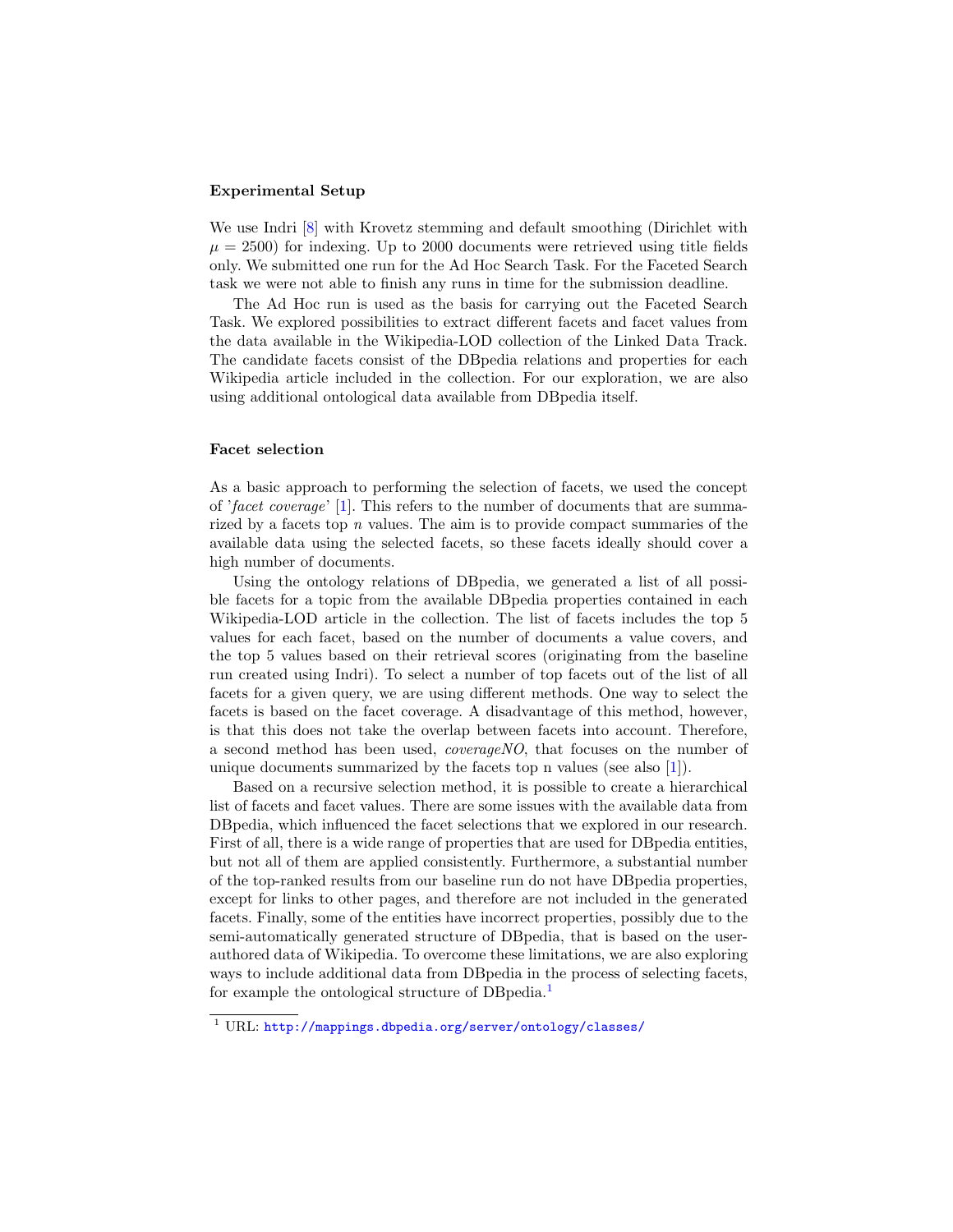### Experimental Setup

We use Indri [8] with Krovetz stemming and default smoothing (Dirichlet with $\mu = 2500$) for indexing. Up to 2000 documents were retrieved using title fields only. We submitted one run for the Ad Hoc Search Task. For the Faceted Search task we were not able to finish any runs in time for the submission deadline.

The Ad Hoc run is used as the basis for carrying out the Faceted Search Task. We explored possibilities to extract different facets and facet values from the data available in the Wikipedia-LOD collection of the Linked Data Track. The candidate facets consist of the DBpedia relations and properties for each Wikipedia article included in the collection. For our exploration, we are also using additional ontological data available from DBpedia itself.

### Facet selection

As a basic approach to performing the selection of facets, we used the concept of '*facet coverage*' [1]. This refers to the number of documents that are summarized by a facets top $n$ values. The aim is to provide compact summaries of the available data using the selected facets, so these facets ideally should cover a high number of documents.

Using the ontology relations of DBpedia, we generated a list of all possible facets for a topic from the available DBpedia properties contained in each Wikipedia-LOD article in the collection. The list of facets includes the top 5 values for each facet, based on the number of documents a value covers, and the top 5 values based on their retrieval scores (originating from the baseline run created using Indri). To select a number of top facets out of the list of all facets for a given query, we are using different methods. One way to select the facets is based on the facet coverage. A disadvantage of this method, however, is that this does not take the overlap between facets into account. Therefore, a second method has been used, *coverageNO*, that focuses on the number of unique documents summarized by the facets top n values (see also [1]).

Based on a recursive selection method, it is possible to create a hierarchical list of facets and facet values. There are some issues with the available data from DBpedia, which influenced the facet selections that we explored in our research. First of all, there is a wide range of properties that are used for DBpedia entities, but not all of them are applied consistently. Furthermore, a substantial number of the top-ranked results from our baseline run do not have DBpedia properties, except for links to other pages, and therefore are not included in the generated facets. Finally, some of the entities have incorrect properties, possibly due to the semi-automatically generated structure of DBpedia, that is based on the user-authored data of Wikipedia. To overcome these limitations, we are also exploring ways to include additional data from DBpedia in the process of selecting facets, for example the ontological structure of DBpedia.[1]

[1] URL: http://mappings.dbpedia.org/server/ontology/classes/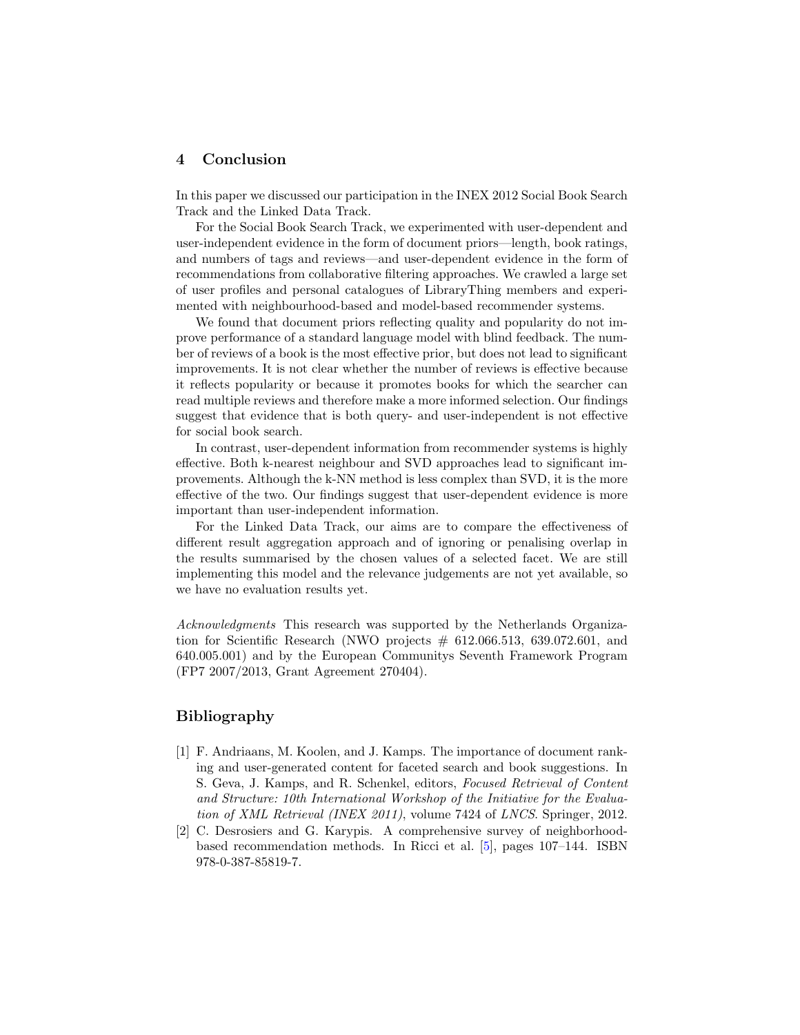## 4 Conclusion

In this paper we discussed our participation in the INEX 2012 Social Book Search Track and the Linked Data Track.

For the Social Book Search Track, we experimented with user-dependent and user-independent evidence in the form of document priors—length, book ratings, and numbers of tags and reviews—and user-dependent evidence in the form of recommendations from collaborative filtering approaches. We crawled a large set of user profiles and personal catalogues of LibraryThing members and experimented with neighbourhood-based and model-based recommender systems.

We found that document priors reflecting quality and popularity do not improve performance of a standard language model with blind feedback. The number of reviews of a book is the most effective prior, but does not lead to significant improvements. It is not clear whether the number of reviews is effective because it reflects popularity or because it promotes books for which the searcher can read multiple reviews and therefore make a more informed selection. Our findings suggest that evidence that is both query- and user-independent is not effective for social book search.

In contrast, user-dependent information from recommender systems is highly effective. Both k-nearest neighbour and SVD approaches lead to significant improvements. Although the k-NN method is less complex than SVD, it is the more effective of the two. Our findings suggest that user-dependent evidence is more important than user-independent information.

For the Linked Data Track, our aims are to compare the effectiveness of different result aggregation approach and of ignoring or penalising overlap in the results summarised by the chosen values of a selected facet. We are still implementing this model and the relevance judgements are not yet available, so we have no evaluation results yet.

*Acknowledgments* This research was supported by the Netherlands Organization for Scientific Research (NWO projects # 612.066.513, 639.072.601, and 640.005.001) and by the European Communitys Seventh Framework Program (FP7 2007/2013, Grant Agreement 270404).

## Bibliography

[1] F. Andriaans, M. Koolen, and J. Kamps. The importance of document ranking and user-generated content for faceted search and book suggestions. In S. Geva, J. Kamps, and R. Schenkel, editors, *Focused Retrieval of Content and Structure: 10th International Workshop of the Initiative for the Evaluation of XML Retrieval (INEX 2011)*, volume 7424 of *LNCS*. Springer, 2012.

[2] C. Desrosiers and G. Karypis. A comprehensive survey of neighborhood-based recommendation methods. In Ricci et al. [5], pages 107–144. ISBN 978-0-387-85819-7.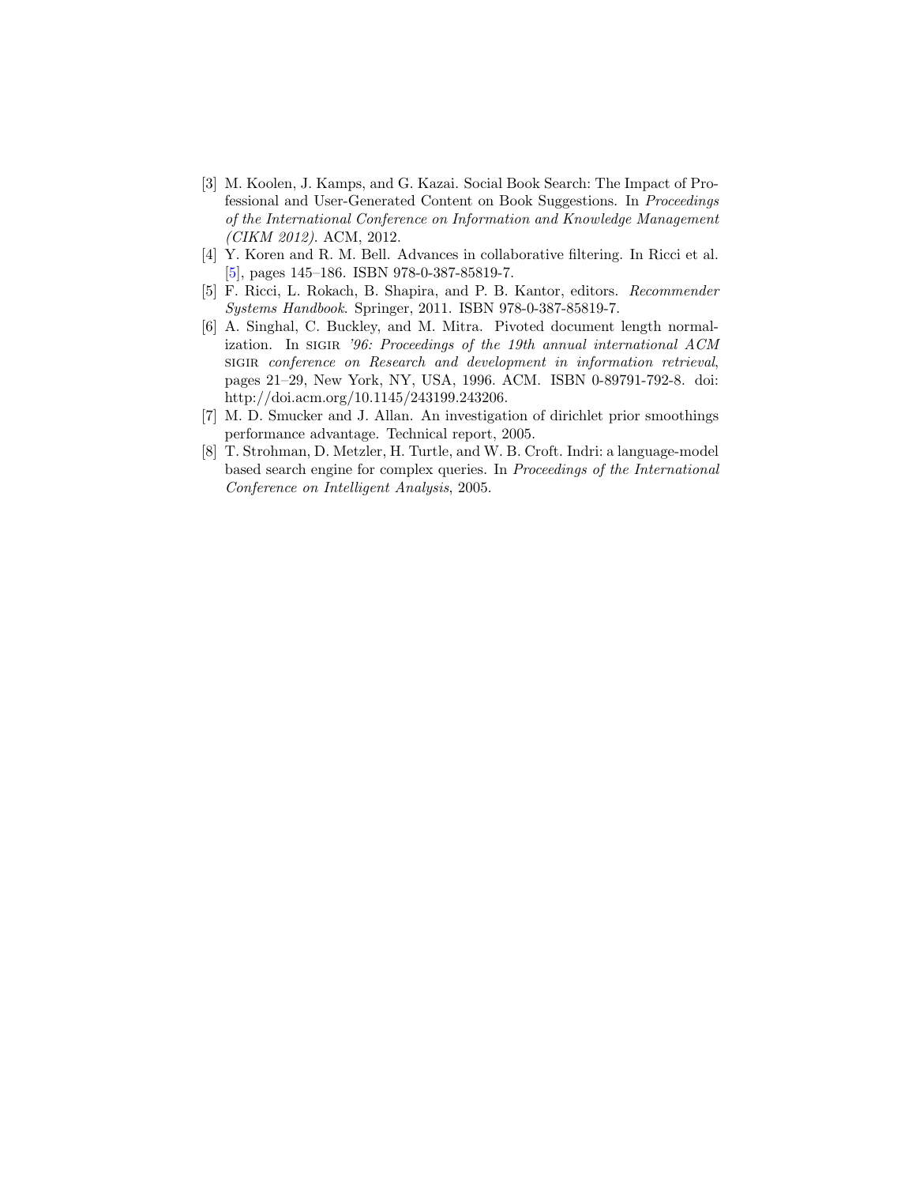[3] M. Koolen, J. Kamps, and G. Kazai. Social Book Search: The Impact of Professional and User-Generated Content on Book Suggestions. In *Proceedings of the International Conference on Information and Knowledge Management (CIKM 2012)*. ACM, 2012.

[4] Y. Koren and R. M. Bell. Advances in collaborative filtering. In Ricci et al. [5], pages 145–186. ISBN 978-0-387-85819-7.

[5] F. Ricci, L. Rokach, B. Shapira, and P. B. Kantor, editors. *Recommender Systems Handbook*. Springer, 2011. ISBN 978-0-387-85819-7.

[6] A. Singhal, C. Buckley, and M. Mitra. Pivoted document length normalization. In SIGIR *'96: Proceedings of the 19th annual international ACM* SIGIR *conference on Research and development in information retrieval*, pages 21–29, New York, NY, USA, 1996. ACM. ISBN 0-89791-792-8. doi: http://doi.acm.org/10.1145/243199.243206.

[7] M. D. Smucker and J. Allan. An investigation of dirichlet prior smoothings performance advantage. Technical report, 2005.

[8] T. Strohman, D. Metzler, H. Turtle, and W. B. Croft. Indri: a language-model based search engine for complex queries. In *Proceedings of the International Conference on Intelligent Analysis*, 2005.